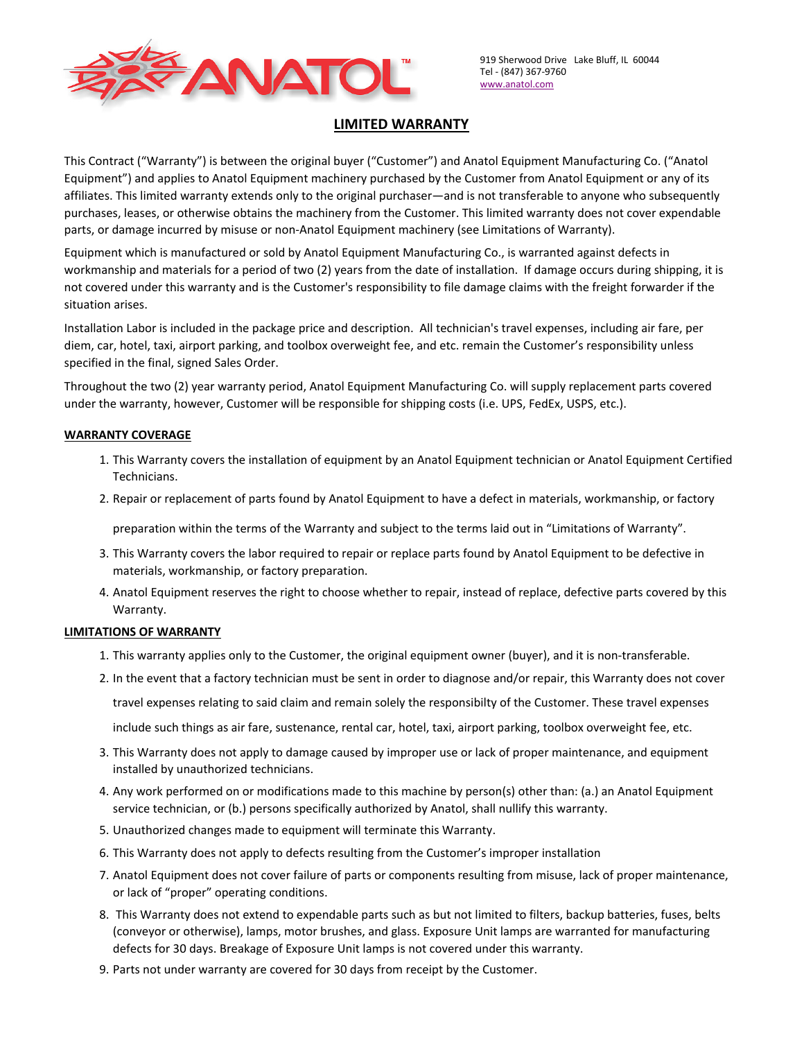ANATOL™

919 Sherwood Drive Lake Bluff, IL 60044
Tel - (847) 367-9760
www.anatol.com

# LIMITED WARRANTY

This Contract ("Warranty") is between the original buyer ("Customer") and Anatol Equipment Manufacturing Co. ("Anatol Equipment") and applies to Anatol Equipment machinery purchased by the Customer from Anatol Equipment or any of its affiliates. This limited warranty extends only to the original purchaser—and is not transferable to anyone who subsequently purchases, leases, or otherwise obtains the machinery from the Customer. This limited warranty does not cover expendable parts, or damage incurred by misuse or non-Anatol Equipment machinery (see Limitations of Warranty).

Equipment which is manufactured or sold by Anatol Equipment Manufacturing Co., is warranted against defects in workmanship and materials for a period of two (2) years from the date of installation. If damage occurs during shipping, it is not covered under this warranty and is the Customer's responsibility to file damage claims with the freight forwarder if the situation arises.

Installation Labor is included in the package price and description. All technician's travel expenses, including air fare, per diem, car, hotel, taxi, airport parking, and toolbox overweight fee, and etc. remain the Customer's responsibility unless specified in the final, signed Sales Order.

Throughout the two (2) year warranty period, Anatol Equipment Manufacturing Co. will supply replacement parts covered under the warranty, however, Customer will be responsible for shipping costs (i.e. UPS, FedEx, USPS, etc.).

## WARRANTY COVERAGE

1. This Warranty covers the installation of equipment by an Anatol Equipment technician or Anatol Equipment Certified Technicians.
2. Repair or replacement of parts found by Anatol Equipment to have a defect in materials, workmanship, or factory preparation within the terms of the Warranty and subject to the terms laid out in "Limitations of Warranty".
3. This Warranty covers the labor required to repair or replace parts found by Anatol Equipment to be defective in materials, workmanship, or factory preparation.
4. Anatol Equipment reserves the right to choose whether to repair, instead of replace, defective parts covered by this Warranty.

## LIMITATIONS OF WARRANTY

1. This warranty applies only to the Customer, the original equipment owner (buyer), and it is non-transferable.
2. In the event that a factory technician must be sent in order to diagnose and/or repair, this Warranty does not cover travel expenses relating to said claim and remain solely the responsibilty of the Customer. These travel expenses include such things as air fare, sustenance, rental car, hotel, taxi, airport parking, toolbox overweight fee, etc.
3. This Warranty does not apply to damage caused by improper use or lack of proper maintenance, and equipment installed by unauthorized technicians.
4. Any work performed on or modifications made to this machine by person(s) other than: (a.) an Anatol Equipment service technician, or (b.) persons specifically authorized by Anatol, shall nullify this warranty.
5. Unauthorized changes made to equipment will terminate this Warranty.
6. This Warranty does not apply to defects resulting from the Customer's improper installation
7. Anatol Equipment does not cover failure of parts or components resulting from misuse, lack of proper maintenance, or lack of "proper" operating conditions.
8. This Warranty does not extend to expendable parts such as but not limited to filters, backup batteries, fuses, belts (conveyor or otherwise), lamps, motor brushes, and glass. Exposure Unit lamps are warranted for manufacturing defects for 30 days. Breakage of Exposure Unit lamps is not covered under this warranty.
9. Parts not under warranty are covered for 30 days from receipt by the Customer.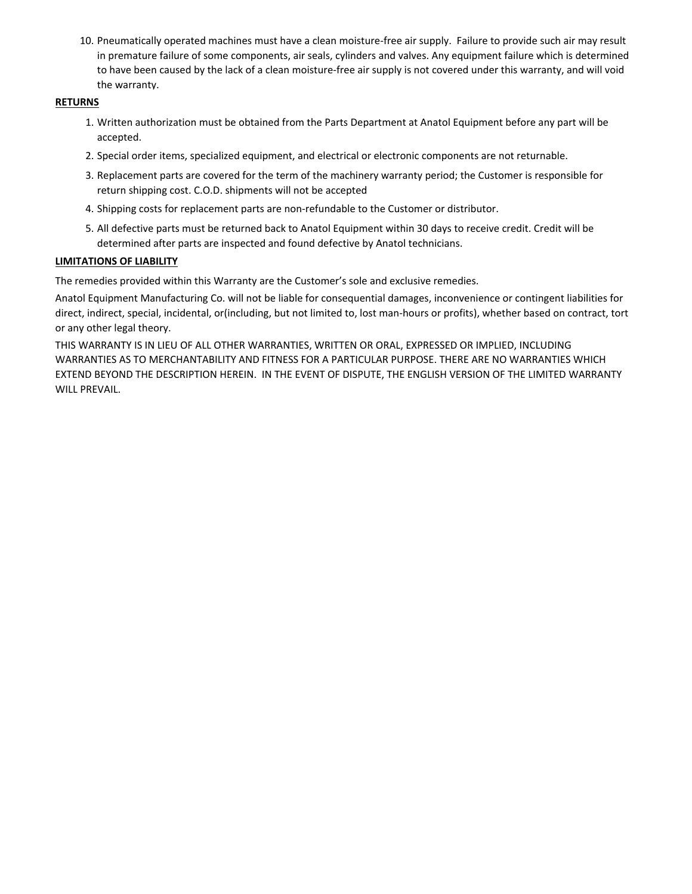10. Pneumatically operated machines must have a clean moisture-free air supply. Failure to provide such air may result in premature failure of some components, air seals, cylinders and valves. Any equipment failure which is determined to have been caused by the lack of a clean moisture-free air supply is not covered under this warranty, and will void the warranty.

**RETURNS**

1. Written authorization must be obtained from the Parts Department at Anatol Equipment before any part will be accepted.
2. Special order items, specialized equipment, and electrical or electronic components are not returnable.
3. Replacement parts are covered for the term of the machinery warranty period; the Customer is responsible for return shipping cost. C.O.D. shipments will not be accepted
4. Shipping costs for replacement parts are non-refundable to the Customer or distributor.
5. All defective parts must be returned back to Anatol Equipment within 30 days to receive credit. Credit will be determined after parts are inspected and found defective by Anatol technicians.

**LIMITATIONS OF LIABILITY**

The remedies provided within this Warranty are the Customer's sole and exclusive remedies.

Anatol Equipment Manufacturing Co. will not be liable for consequential damages, inconvenience or contingent liabilities for direct, indirect, special, incidental, or(including, but not limited to, lost man-hours or profits), whether based on contract, tort or any other legal theory.

THIS WARRANTY IS IN LIEU OF ALL OTHER WARRANTIES, WRITTEN OR ORAL, EXPRESSED OR IMPLIED, INCLUDING WARRANTIES AS TO MERCHANTABILITY AND FITNESS FOR A PARTICULAR PURPOSE. THERE ARE NO WARRANTIES WHICH EXTEND BEYOND THE DESCRIPTION HEREIN. IN THE EVENT OF DISPUTE, THE ENGLISH VERSION OF THE LIMITED WARRANTY WILL PREVAIL.